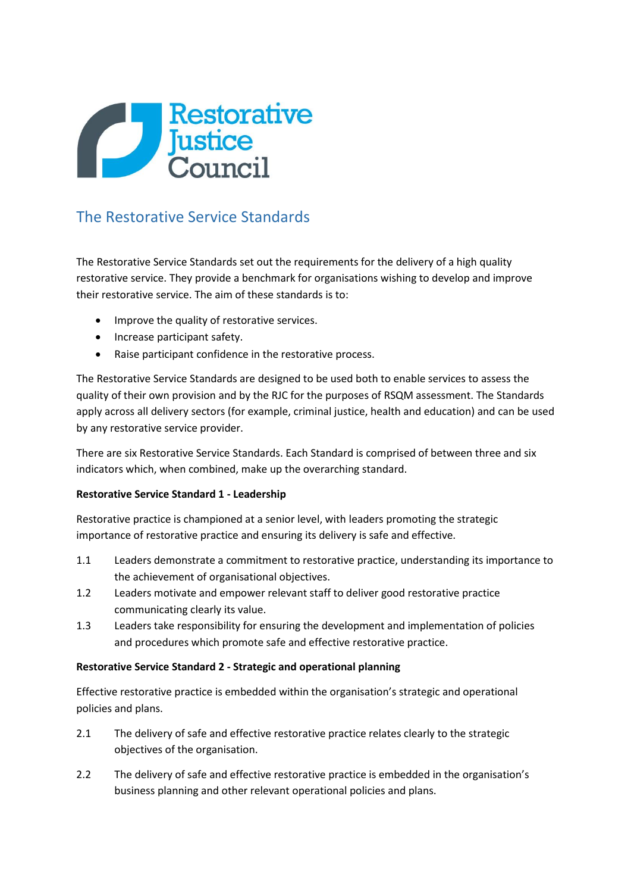Restorative Justice Council

# The Restorative Service Standards

The Restorative Service Standards set out the requirements for the delivery of a high quality restorative service. They provide a benchmark for organisations wishing to develop and improve their restorative service. The aim of these standards is to:

- Improve the quality of restorative services.
- Increase participant safety.
- Raise participant confidence in the restorative process.

The Restorative Service Standards are designed to be used both to enable services to assess the quality of their own provision and by the RJC for the purposes of RSQM assessment. The Standards apply across all delivery sectors (for example, criminal justice, health and education) and can be used by any restorative service provider.

There are six Restorative Service Standards. Each Standard is comprised of between three and six indicators which, when combined, make up the overarching standard.

**Restorative Service Standard 1 - Leadership**

Restorative practice is championed at a senior level, with leaders promoting the strategic importance of restorative practice and ensuring its delivery is safe and effective.

1.1 Leaders demonstrate a commitment to restorative practice, understanding its importance to the achievement of organisational objectives.

1.2 Leaders motivate and empower relevant staff to deliver good restorative practice communicating clearly its value.

1.3 Leaders take responsibility for ensuring the development and implementation of policies and procedures which promote safe and effective restorative practice.

**Restorative Service Standard 2 - Strategic and operational planning**

Effective restorative practice is embedded within the organisation's strategic and operational policies and plans.

2.1 The delivery of safe and effective restorative practice relates clearly to the strategic objectives of the organisation.

2.2 The delivery of safe and effective restorative practice is embedded in the organisation's business planning and other relevant operational policies and plans.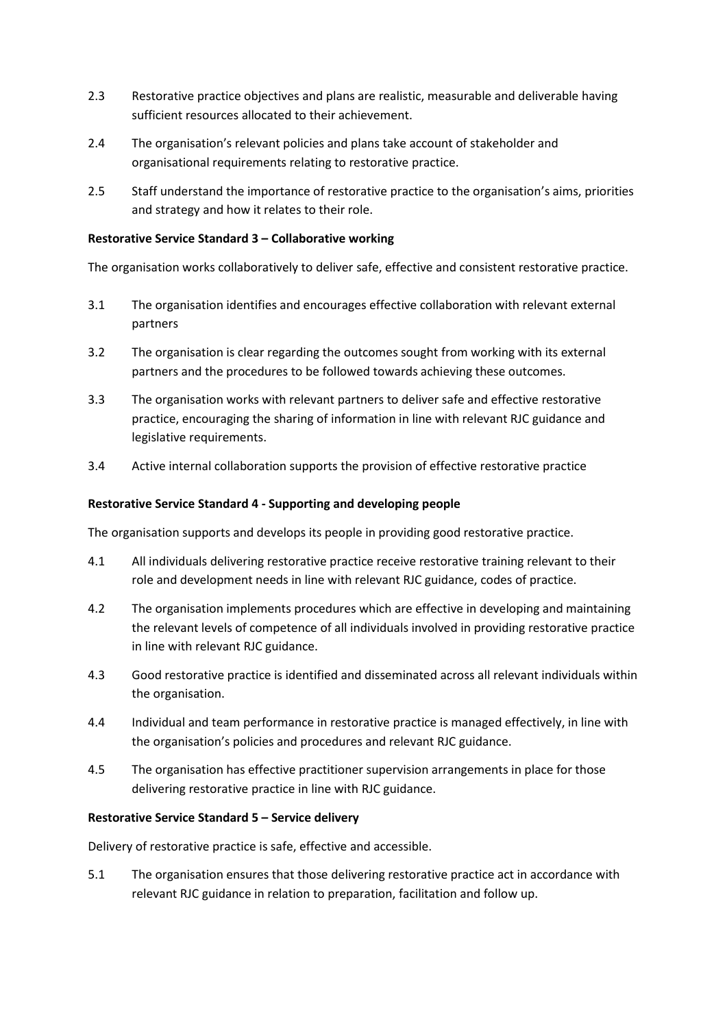2.3 Restorative practice objectives and plans are realistic, measurable and deliverable having sufficient resources allocated to their achievement.

2.4 The organisation's relevant policies and plans take account of stakeholder and organisational requirements relating to restorative practice.

2.5 Staff understand the importance of restorative practice to the organisation's aims, priorities and strategy and how it relates to their role.

**Restorative Service Standard 3 – Collaborative working**

The organisation works collaboratively to deliver safe, effective and consistent restorative practice.

3.1 The organisation identifies and encourages effective collaboration with relevant external partners

3.2 The organisation is clear regarding the outcomes sought from working with its external partners and the procedures to be followed towards achieving these outcomes.

3.3 The organisation works with relevant partners to deliver safe and effective restorative practice, encouraging the sharing of information in line with relevant RJC guidance and legislative requirements.

3.4 Active internal collaboration supports the provision of effective restorative practice

**Restorative Service Standard 4 - Supporting and developing people**

The organisation supports and develops its people in providing good restorative practice.

4.1 All individuals delivering restorative practice receive restorative training relevant to their role and development needs in line with relevant RJC guidance, codes of practice.

4.2 The organisation implements procedures which are effective in developing and maintaining the relevant levels of competence of all individuals involved in providing restorative practice in line with relevant RJC guidance.

4.3 Good restorative practice is identified and disseminated across all relevant individuals within the organisation.

4.4 Individual and team performance in restorative practice is managed effectively, in line with the organisation's policies and procedures and relevant RJC guidance.

4.5 The organisation has effective practitioner supervision arrangements in place for those delivering restorative practice in line with RJC guidance.

**Restorative Service Standard 5 – Service delivery**

Delivery of restorative practice is safe, effective and accessible.

5.1 The organisation ensures that those delivering restorative practice act in accordance with relevant RJC guidance in relation to preparation, facilitation and follow up.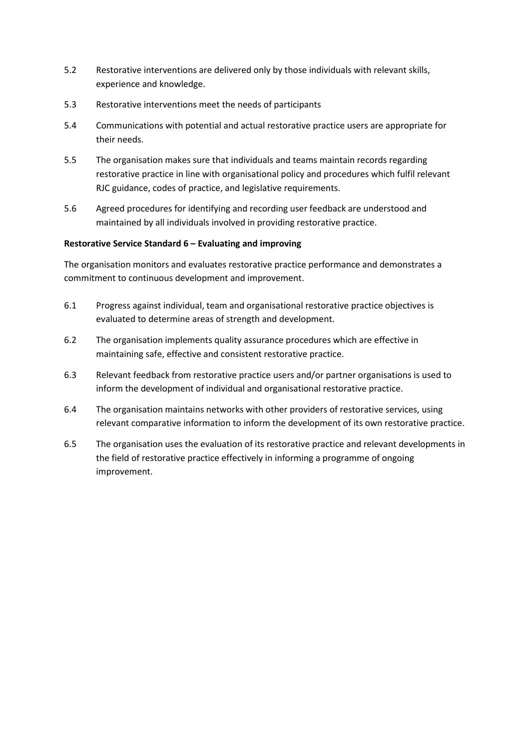5.2 Restorative interventions are delivered only by those individuals with relevant skills, experience and knowledge.

5.3 Restorative interventions meet the needs of participants

5.4 Communications with potential and actual restorative practice users are appropriate for their needs.

5.5 The organisation makes sure that individuals and teams maintain records regarding restorative practice in line with organisational policy and procedures which fulfil relevant RJC guidance, codes of practice, and legislative requirements.

5.6 Agreed procedures for identifying and recording user feedback are understood and maintained by all individuals involved in providing restorative practice.

**Restorative Service Standard 6 – Evaluating and improving**

The organisation monitors and evaluates restorative practice performance and demonstrates a commitment to continuous development and improvement.

6.1 Progress against individual, team and organisational restorative practice objectives is evaluated to determine areas of strength and development.

6.2 The organisation implements quality assurance procedures which are effective in maintaining safe, effective and consistent restorative practice.

6.3 Relevant feedback from restorative practice users and/or partner organisations is used to inform the development of individual and organisational restorative practice.

6.4 The organisation maintains networks with other providers of restorative services, using relevant comparative information to inform the development of its own restorative practice.

6.5 The organisation uses the evaluation of its restorative practice and relevant developments in the field of restorative practice effectively in informing a programme of ongoing improvement.